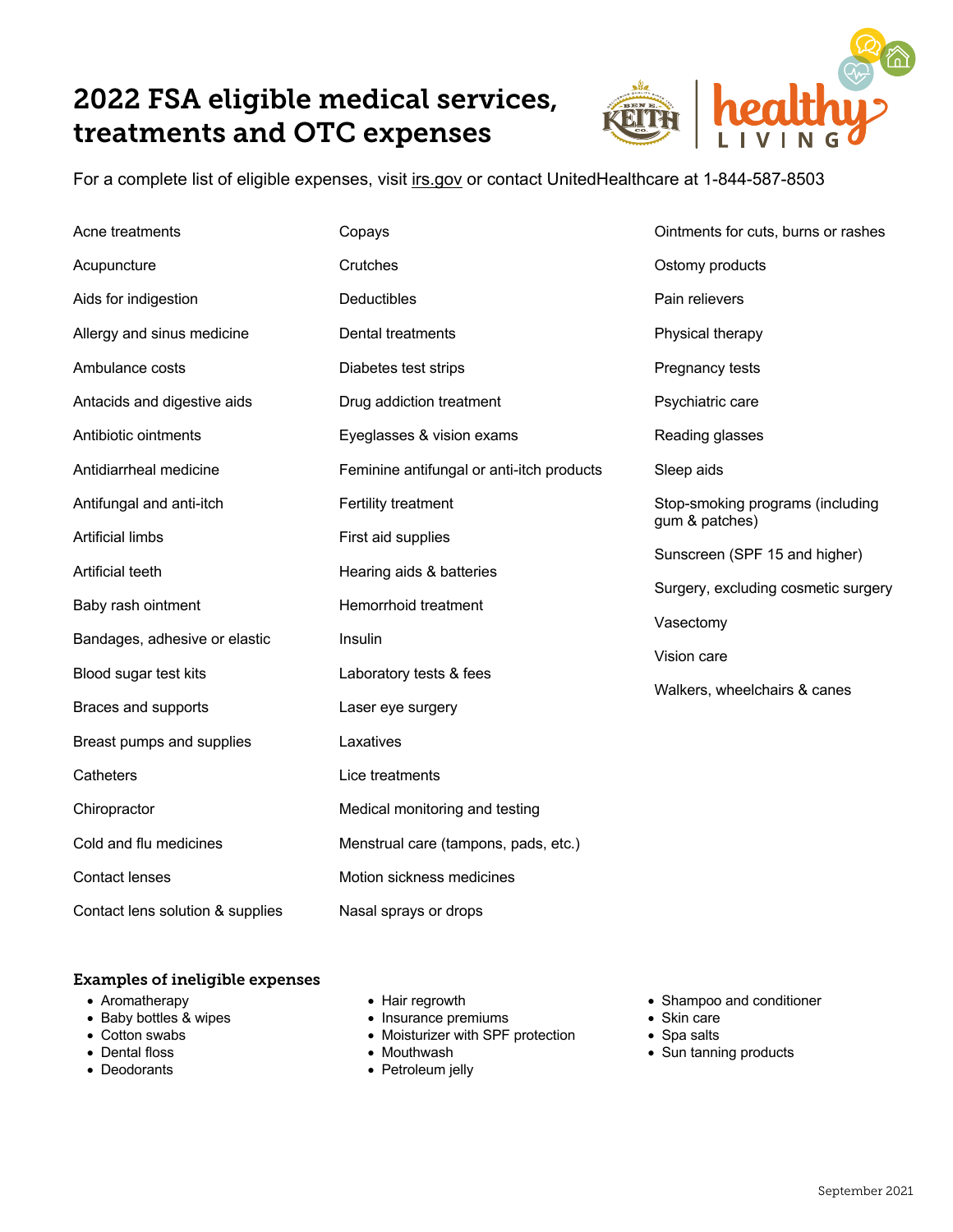# 2022 FSA eligible medical services, treatments and OTC expenses

For a complete list of eligible expenses, visit irs.gov or contact UnitedHealthcare at 1-844-587-8503

- Acne treatments
- Acupuncture
- Aids for indigestion
- Allergy and sinus medicine
- Ambulance costs
- Antacids and digestive aids
- Antibiotic ointments
- Antidiarrheal medicine
- Antifungal and anti-itch
- Artificial limbs
- Artificial teeth
- Baby rash ointment
- Bandages, adhesive or elastic
- Blood sugar test kits
- Braces and supports
- Breast pumps and supplies
- Catheters
- Chiropractor
- Cold and flu medicines
- Contact lenses
- Contact lens solution & supplies
- Copays
- Crutches
- Deductibles
- Dental treatments
- Diabetes test strips
- Drug addiction treatment
- Eyeglasses & vision exams
- Feminine antifungal or anti-itch products
- Fertility treatment
- First aid supplies
- Hearing aids & batteries
- Hemorrhoid treatment
- Insulin
- Laboratory tests & fees
- Laser eye surgery
- Laxatives
- Lice treatments
- Medical monitoring and testing
- Menstrual care (tampons, pads, etc.)
- Motion sickness medicines
- Nasal sprays or drops
- Ointments for cuts, burns or rashes
- Ostomy products
- Pain relievers
- Physical therapy
- Pregnancy tests
- Psychiatric care
- Reading glasses
- Sleep aids
- Stop-smoking programs (including gum & patches)
- Sunscreen (SPF 15 and higher)
- Surgery, excluding cosmetic surgery
- Vasectomy
- Vision care
- Walkers, wheelchairs & canes

## Examples of ineligible expenses

- Aromatherapy
- Baby bottles & wipes
- Cotton swabs
- Dental floss
- Deodorants
- Hair regrowth
- Insurance premiums
- Moisturizer with SPF protection
- Mouthwash
- Petroleum jelly
- Shampoo and conditioner
- Skin care
- Spa salts
- Sun tanning products

September 2021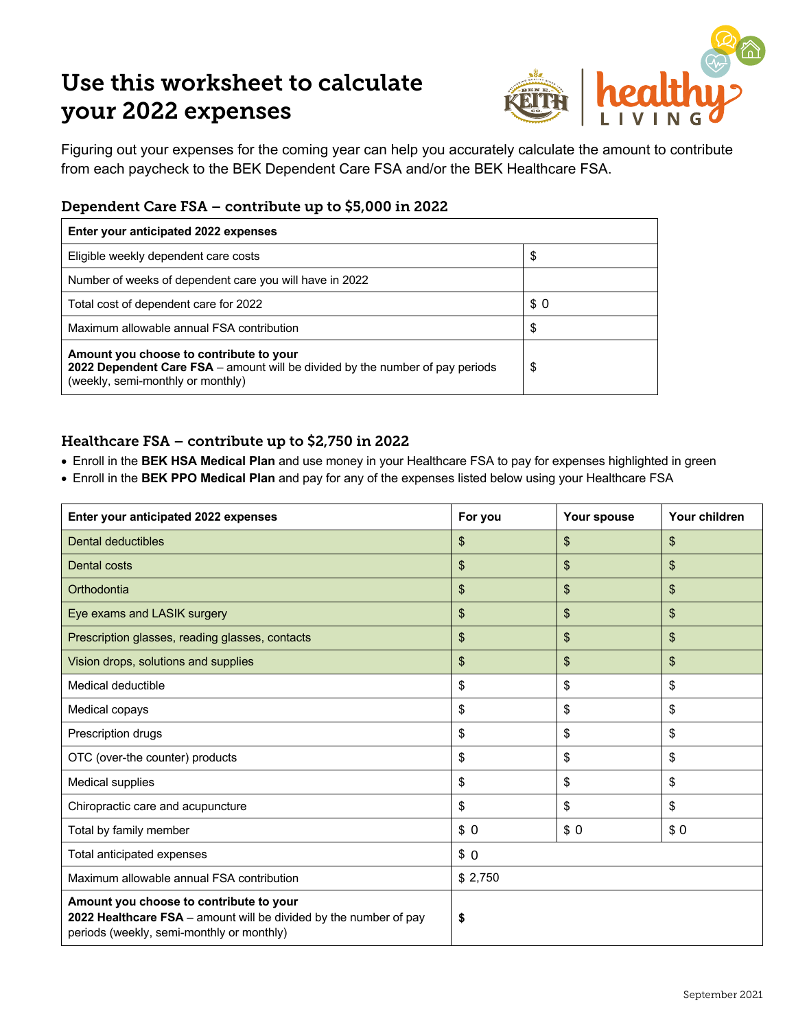# Use this worksheet to calculate your 2022 expenses

Figuring out your expenses for the coming year can help you accurately calculate the amount to contribute from each paycheck to the BEK Dependent Care FSA and/or the BEK Healthcare FSA.

## Dependent Care FSA – contribute up to $5,000 in 2022

| **Enter your anticipated 2022 expenses** | |
|---|---|
| Eligible weekly dependent care costs | $ |
| Number of weeks of dependent care you will have in 2022 | |
| Total cost of dependent care for 2022 | $ 0 |
| Maximum allowable annual FSA contribution | $ |
| **Amount you choose to contribute to your 2022 Dependent Care FSA** – amount will be divided by the number of pay periods (weekly, semi-monthly or monthly) | $ |

## Healthcare FSA – contribute up to $2,750 in 2022

- Enroll in the **BEK HSA Medical Plan** and use money in your Healthcare FSA to pay for expenses highlighted in green
- Enroll in the **BEK PPO Medical Plan** and pay for any of the expenses listed below using your Healthcare FSA

| **Enter your anticipated 2022 expenses** | **For you** | **Your spouse** | **Your children** |
|---|---|---|---|
| Dental deductibles | $ | $ | $ |
| Dental costs | $ | $ | $ |
| Orthodontia | $ | $ | $ |
| Eye exams and LASIK surgery | $ | $ | $ |
| Prescription glasses, reading glasses, contacts | $ | $ | $ |
| Vision drops, solutions and supplies | $ | $ | $ |
| Medical deductible | $ | $ | $ |
| Medical copays | $ | $ | $ |
| Prescription drugs | $ | $ | $ |
| OTC (over-the counter) products | $ | $ | $ |
| Medical supplies | $ | $ | $ |
| Chiropractic care and acupuncture | $ | $ | $ |
| Total by family member | $ 0 | $ 0 | $ 0 |
| Total anticipated expenses | $ 0 | | |
| Maximum allowable annual FSA contribution | $ 2,750 | | |
| **Amount you choose to contribute to your 2022 Healthcare FSA** – amount will be divided by the number of pay periods (weekly, semi-monthly or monthly) | **$** | | |

September 2021